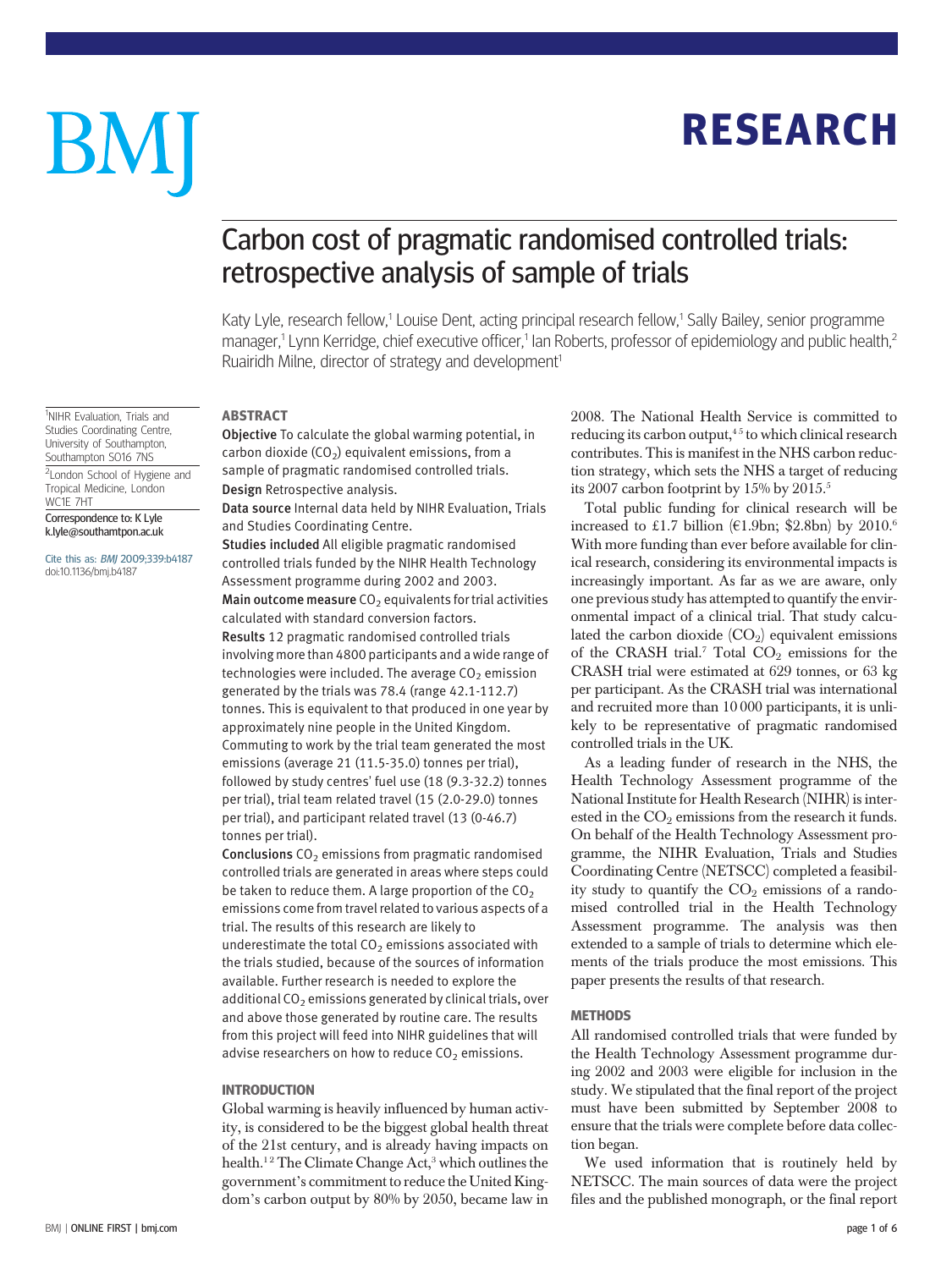# RESEARCH

# Carbon cost of pragmatic randomised controlled trials: retrospective analysis of sample of trials

Katy Lyle, research fellow,[1] Louise Dent, acting principal research fellow,[1] Sally Bailey, senior programme manager,[1] Lynn Kerridge, chief executive officer,[1] Ian Roberts, professor of epidemiology and public health,[2] Ruairidh Milne, director of strategy and development[1]

[1]NIHR Evaluation, Trials and Studies Coordinating Centre, University of Southampton, Southampton SO16 7NS

[2]London School of Hygiene and Tropical Medicine, London WC1E 7HT

Correspondence to: K Lyle k.lyle@southamtpon.ac.uk

Cite this as: *BMJ* 2009;339:b4187 doi:10.1136/bmj.b4187

## ABSTRACT

**Objective** To calculate the global warming potential, in carbon dioxide ($CO_2$) equivalent emissions, from a sample of pragmatic randomised controlled trials.

**Design** Retrospective analysis.

**Data source** Internal data held by NIHR Evaluation, Trials and Studies Coordinating Centre.

**Studies included** All eligible pragmatic randomised controlled trials funded by the NIHR Health Technology Assessment programme during 2002 and 2003.

**Main outcome measure** $CO_2$ equivalents for trial activities calculated with standard conversion factors.

**Results** 12 pragmatic randomised controlled trials involving more than 4800 participants and a wide range of technologies were included. The average $CO_2$ emission generated by the trials was 78.4 (range 42.1-112.7) tonnes. This is equivalent to that produced in one year by approximately nine people in the United Kingdom. Commuting to work by the trial team generated the most emissions (average 21 (11.5-35.0) tonnes per trial), followed by study centres' fuel use (18 (9.3-32.2) tonnes per trial), trial team related travel (15 (2.0-29.0) tonnes per trial), and participant related travel (13 (0-46.7) tonnes per trial).

**Conclusions** $CO_2$ emissions from pragmatic randomised controlled trials are generated in areas where steps could be taken to reduce them. A large proportion of the $CO_2$ emissions come from travel related to various aspects of a trial. The results of this research are likely to underestimate the total $CO_2$ emissions associated with the trials studied, because of the sources of information available. Further research is needed to explore the additional $CO_2$ emissions generated by clinical trials, over and above those generated by routine care. The results from this project will feed into NIHR guidelines that will advise researchers on how to reduce $CO_2$ emissions.

## INTRODUCTION

Global warming is heavily influenced by human activity, is considered to be the biggest global health threat of the 21st century, and is already having impacts on health.[1,2] The Climate Change Act,[3] which outlines the government's commitment to reduce the United Kingdom's carbon output by 80% by 2050, became law in 2008. The National Health Service is committed to reducing its carbon output,[4,5] to which clinical research contributes. This is manifest in the NHS carbon reduction strategy, which sets the NHS a target of reducing its 2007 carbon footprint by 15% by 2015.[5]

Total public funding for clinical research will be increased to £1.7 billion (€1.9bn; \$2.8bn) by 2010.[6] With more funding than ever before available for clinical research, considering its environmental impacts is increasingly important. As far as we are aware, only one previous study has attempted to quantify the environmental impact of a clinical trial. That study calculated the carbon dioxide ($CO_2$) equivalent emissions of the CRASH trial.[7] Total $CO_2$ emissions for the CRASH trial were estimated at 629 tonnes, or 63 kg per participant. As the CRASH trial was international and recruited more than 10 000 participants, it is unlikely to be representative of pragmatic randomised controlled trials in the UK.

As a leading funder of research in the NHS, the Health Technology Assessment programme of the National Institute for Health Research (NIHR) is interested in the $CO_2$ emissions from the research it funds. On behalf of the Health Technology Assessment programme, the NIHR Evaluation, Trials and Studies Coordinating Centre (NETSCC) completed a feasibility study to quantify the $CO_2$ emissions of a randomised controlled trial in the Health Technology Assessment programme. The analysis was then extended to a sample of trials to determine which elements of the trials produce the most emissions. This paper presents the results of that research.

## METHODS

All randomised controlled trials that were funded by the Health Technology Assessment programme during 2002 and 2003 were eligible for inclusion in the study. We stipulated that the final report of the project must have been submitted by September 2008 to ensure that the trials were complete before data collection began.

We used information that is routinely held by NETSCC. The main sources of data were the project files and the published monograph, or the final report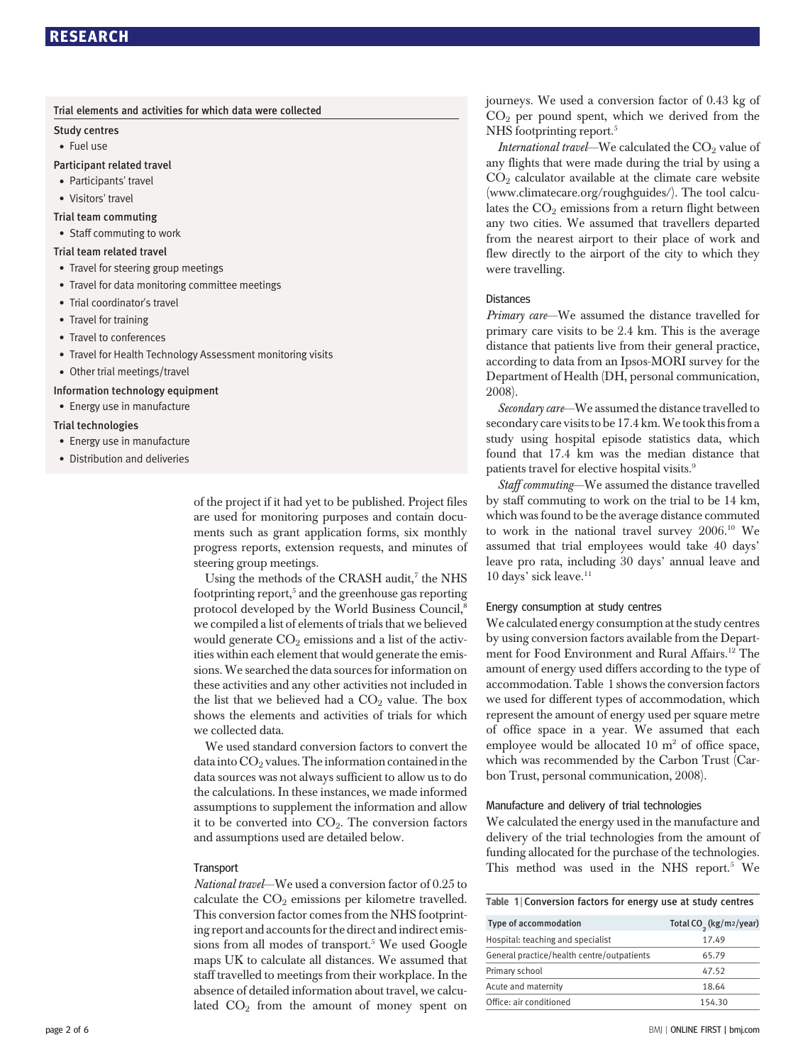**Trial elements and activities for which data were collected**

**Study centres**

- Fuel use

**Participant related travel**

- Participants' travel
- Visitors' travel

**Trial team commuting**

- Staff commuting to work

**Trial team related travel**

- Travel for steering group meetings
- Travel for data monitoring committee meetings
- Trial coordinator's travel
- Travel for training
- Travel to conferences
- Travel for Health Technology Assessment monitoring visits
- Other trial meetings/travel

**Information technology equipment**

- Energy use in manufacture

**Trial technologies**

- Energy use in manufacture
- Distribution and deliveries

of the project if it had yet to be published. Project files are used for monitoring purposes and contain documents such as grant application forms, six monthly progress reports, extension requests, and minutes of steering group meetings.

Using the methods of the CRASH audit,[7] the NHS footprinting report,[5] and the greenhouse gas reporting protocol developed by the World Business Council,[8] we compiled a list of elements of trials that we believed would generate $CO_2$ emissions and a list of the activities within each element that would generate the emissions. We searched the data sources for information on these activities and any other activities not included in the list that we believed had a $CO_2$ value. The box shows the elements and activities of trials for which we collected data.

We used standard conversion factors to convert the data into $CO_2$ values. The information contained in the data sources was not always sufficient to allow us to do the calculations. In these instances, we made informed assumptions to supplement the information and allow it to be converted into $CO_2$. The conversion factors and assumptions used are detailed below.

### Transport

*National travel*—We used a conversion factor of 0.25 to calculate the $CO_2$ emissions per kilometre travelled. This conversion factor comes from the NHS footprinting report and accounts for the direct and indirect emissions from all modes of transport.[5] We used Google maps UK to calculate all distances. We assumed that staff travelled to meetings from their workplace. In the absence of detailed information about travel, we calculated $CO_2$ from the amount of money spent on journeys. We used a conversion factor of 0.43 kg of $CO_2$ per pound spent, which we derived from the NHS footprinting report.[5]

*International travel*—We calculated the $CO_2$ value of any flights that were made during the trial by using a $CO_2$ calculator available at the climate care website (www.climatecare.org/roughguides/). The tool calculates the $CO_2$ emissions from a return flight between any two cities. We assumed that travellers departed from the nearest airport to their place of work and flew directly to the airport of the city to which they were travelling.

### Distances

*Primary care*—We assumed the distance travelled for primary care visits to be 2.4 km. This is the average distance that patients live from their general practice, according to data from an Ipsos-MORI survey for the Department of Health (DH, personal communication, 2008).

*Secondary care*—We assumed the distance travelled to secondary care visits to be 17.4 km. We took this from a study using hospital episode statistics data, which found that 17.4 km was the median distance that patients travel for elective hospital visits.[9]

*Staff commuting*—We assumed the distance travelled by staff commuting to work on the trial to be 14 km, which was found to be the average distance commuted to work in the national travel survey 2006.[10] We assumed that trial employees would take 40 days' leave pro rata, including 30 days' annual leave and 10 days' sick leave.[11]

### Energy consumption at study centres

We calculated energy consumption at the study centres by using conversion factors available from the Department for Food Environment and Rural Affairs.[12] The amount of energy used differs according to the type of accommodation. Table 1 shows the conversion factors we used for different types of accommodation, which represent the amount of energy used per square metre of office space in a year. We assumed that each employee would be allocated 10 $m^2$ of office space, which was recommended by the Carbon Trust (Carbon Trust, personal communication, 2008).

### Manufacture and delivery of trial technologies

We calculated the energy used in the manufacture and delivery of the trial technologies from the amount of funding allocated for the purchase of the technologies. This method was used in the NHS report.[5] We

**Table 1 | Conversion factors for energy use at study centres**

| Type of accommodation | Total $CO_2$ (kg/m²/year) |
|---|---|
| Hospital: teaching and specialist | 17.49 |
| General practice/health centre/outpatients | 65.79 |
| Primary school | 47.52 |
| Acute and maternity | 18.64 |
| Office: air conditioned | 154.30 |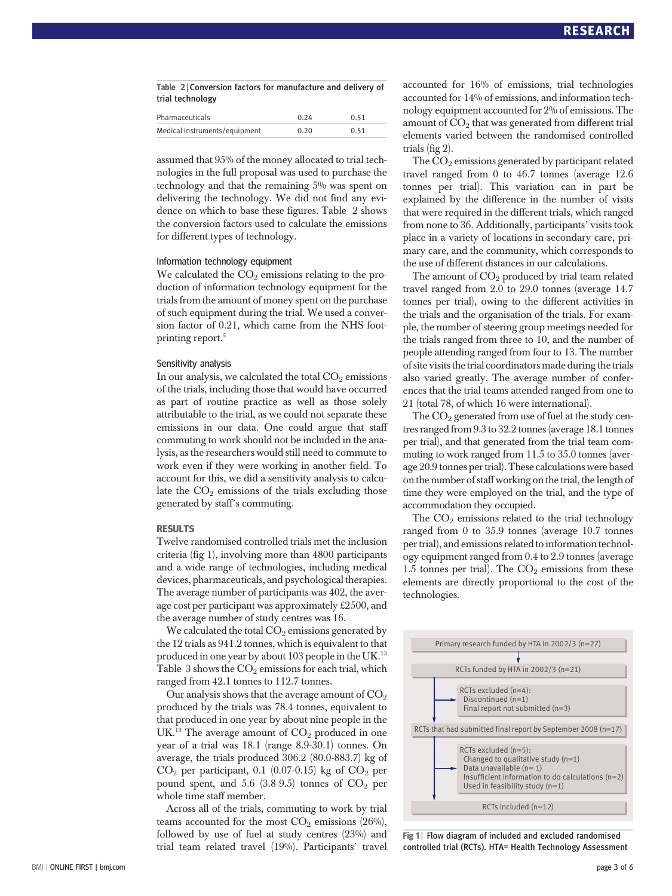**Table 2 | Conversion factors for manufacture and delivery of trial technology**

| | | |
|---|---|---|
| Pharmaceuticals | 0.24 | 0.51 |
| Medical instruments/equipment | 0.20 | 0.51 |

assumed that 95% of the money allocated to trial technologies in the full proposal was used to purchase the technology and that the remaining 5% was spent on delivering the technology. We did not find any evidence on which to base these figures. Table 2 shows the conversion factors used to calculate the emissions for different types of technology.

### Information technology equipment

We calculated the $CO_2$ emissions relating to the production of information technology equipment for the trials from the amount of money spent on the purchase of such equipment during the trial. We used a conversion factor of 0.21, which came from the NHS footprinting report.[5]

### Sensitivity analysis

In our analysis, we calculated the total $CO_2$ emissions of the trials, including those that would have occurred as part of routine practice as well as those solely attributable to the trial, as we could not separate these emissions in our data. One could argue that staff commuting to work should not be included in the analysis, as the researchers would still need to commute to work even if they were working in another field. To account for this, we did a sensitivity analysis to calculate the $CO_2$ emissions of the trials excluding those generated by staff's commuting.

## RESULTS

Twelve randomised controlled trials met the inclusion criteria (fig 1), involving more than 4800 participants and a wide range of technologies, including medical devices, pharmaceuticals, and psychological therapies. The average number of participants was 402, the average cost per participant was approximately £2500, and the average number of study centres was 16.

We calculated the total $CO_2$ emissions generated by the 12 trials as 941.2 tonnes, which is equivalent to that produced in one year by about 103 people in the UK.[13] Table 3 shows the $CO_2$ emissions for each trial, which ranged from 42.1 tonnes to 112.7 tonnes.

Our analysis shows that the average amount of $CO_2$ produced by the trials was 78.4 tonnes, equivalent to that produced in one year by about nine people in the UK.[13] The average amount of $CO_2$ produced in one year of a trial was 18.1 (range 8.9-30.1) tonnes. On average, the trials produced 306.2 (80.0-883.7) kg of $CO_2$ per participant, 0.1 (0.07-0.15) kg of $CO_2$ per pound spent, and 5.6 (3.8-9.5) tonnes of $CO_2$ per whole time staff member.

Across all of the trials, commuting to work by trial teams accounted for the most $CO_2$ emissions (26%), followed by use of fuel at study centres (23%) and trial team related travel (19%). Participants' travel accounted for 16% of emissions, trial technologies accounted for 14% of emissions, and information technology equipment accounted for 2% of emissions. The amount of $CO_2$ that was generated from different trial elements varied between the randomised controlled trials (fig 2).

The $CO_2$ emissions generated by participant related travel ranged from 0 to 46.7 tonnes (average 12.6 tonnes per trial). This variation can in part be explained by the difference in the number of visits that were required in the different trials, which ranged from none to 36. Additionally, participants' visits took place in a variety of locations in secondary care, primary care, and the community, which corresponds to the use of different distances in our calculations.

The amount of $CO_2$ produced by trial team related travel ranged from 2.0 to 29.0 tonnes (average 14.7 tonnes per trial), owing to the different activities in the trials and the organisation of the trials. For example, the number of steering group meetings needed for the trials ranged from three to 10, and the number of people attending ranged from four to 13. The number of site visits the trial coordinators made during the trials also varied greatly. The average number of conferences that the trial teams attended ranged from one to 21 (total 78, of which 16 were international).

The $CO_2$ generated from use of fuel at the study centres ranged from 9.3 to 32.2 tonnes (average 18.1 tonnes per trial), and that generated from the trial team commuting to work ranged from 11.5 to 35.0 tonnes (average 20.9 tonnes per trial). These calculations were based on the number of staff working on the trial, the length of time they were employed on the trial, and the type of accommodation they occupied.

The $CO_2$ emissions related to the trial technology ranged from 0 to 35.9 tonnes (average 10.7 tonnes per trial), and emissions related to information technology equipment ranged from 0.4 to 2.9 tonnes (average 1.5 tonnes per trial). The $CO_2$ emissions from these elements are directly proportional to the cost of the technologies.

Primary research funded by HTA in 2002/3 (n=27)
→ RCTs funded by HTA in 2002/3 (n=21)
→ RCTs excluded (n=4): Discontinued (n=1); Final report not submitted (n=3)
→ RCTs that had submitted final report by September 2008 (n=17)
→ RCTs excluded (n=5): Changed to qualitative study (n=1); Data unavailable (n= 1); Insufficient information to do calculations (n=2); Used in feasibility study (n=1)
→ RCTs included (n=12)

**Fig 1** | Flow diagram of included and excluded randomised controlled trial (RCTs). HTA= Health Technology Assessment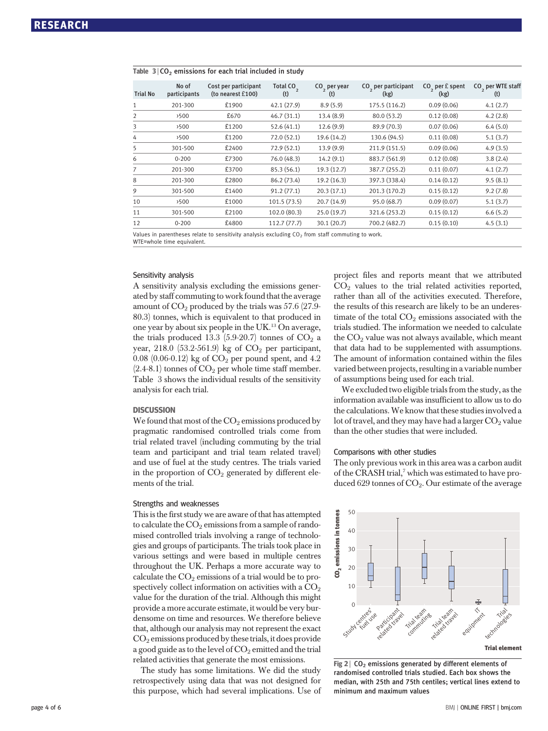**Table 3 | $CO_2$ emissions for each trial included in study**

| Trial No | No of participants | Cost per participant (to nearest £100) | Total $CO_2$ (t) | $CO_2$ per year (t) | $CO_2$ per participant (kg) | $CO_2$ per £ spent (kg) | $CO_2$ per WTE staff (t) |
|---|---|---|---|---|---|---|---|
| 1 | 201-300 | £1900 | 42.1 (27.9) | 8.9 (5.9) | 175.5 (116.2) | 0.09 (0.06) | 4.1 (2.7) |
| 2 | >500 | £670 | 46.7 (31.1) | 13.4 (8.9) | 80.0 (53.2) | 0.12 (0.08) | 4.2 (2.8) |
| 3 | >500 | £1200 | 52.6 (41.1) | 12.6 (9.9) | 89.9 (70.3) | 0.07 (0.06) | 6.4 (5.0) |
| 4 | >500 | £1200 | 72.0 (52.1) | 19.6 (14.2) | 130.6 (94.5) | 0.11 (0.08) | 5.1 (3.7) |
| 5 | 301-500 | £2400 | 72.9 (52.1) | 13.9 (9.9) | 211.9 (151.5) | 0.09 (0.06) | 4.9 (3.5) |
| 6 | 0-200 | £7300 | 76.0 (48.3) | 14.2 (9.1) | 883.7 (561.9) | 0.12 (0.08) | 3.8 (2.4) |
| 7 | 201-300 | £3700 | 85.3 (56.1) | 19.3 (12.7) | 387.7 (255.2) | 0.11 (0.07) | 4.1 (2.7) |
| 8 | 201-300 | £2800 | 86.2 (73.4) | 19.2 (16.3) | 397.3 (338.4) | 0.14 (0.12) | 9.5 (8.1) |
| 9 | 301-500 | £1400 | 91.2 (77.1) | 20.3 (17.1) | 201.3 (170.2) | 0.15 (0.12) | 9.2 (7.8) |
| 10 | >500 | £1000 | 101.5 (73.5) | 20.7 (14.9) | 95.0 (68.7) | 0.09 (0.07) | 5.1 (3.7) |
| 11 | 301-500 | £2100 | 102.0 (80.3) | 25.0 (19.7) | 321.6 (253.2) | 0.15 (0.12) | 6.6 (5.2) |
| 12 | 0-200 | £4800 | 112.7 (77.7) | 30.1 (20.7) | 700.2 (482.7) | 0.15 (0.10) | 4.5 (3.1) |

Values in parentheses relate to sensitivity analysis excluding $CO_2$ from staff commuting to work.
WTE=whole time equivalent.

### Sensitivity analysis

A sensitivity analysis excluding the emissions generated by staff commuting to work found that the average amount of $CO_2$ produced by the trials was 57.6 (27.9-80.3) tonnes, which is equivalent to that produced in one year by about six people in the UK.[13] On average, the trials produced 13.3 (5.9-20.7) tonnes of $CO_2$ a year, 218.0 (53.2-561.9) kg of $CO_2$ per participant, 0.08 (0.06-0.12) kg of $CO_2$ per pound spent, and 4.2 (2.4-8.1) tonnes of $CO_2$ per whole time staff member. Table 3 shows the individual results of the sensitivity analysis for each trial.

## DISCUSSION

We found that most of the $CO_2$ emissions produced by pragmatic randomised controlled trials come from trial related travel (including commuting by the trial team and participant and trial team related travel) and use of fuel at the study centres. The trials varied in the proportion of $CO_2$ generated by different elements of the trial.

### Strengths and weaknesses

This is the first study we are aware of that has attempted to calculate the $CO_2$ emissions from a sample of randomised controlled trials involving a range of technologies and groups of participants. The trials took place in various settings and were based in multiple centres throughout the UK. Perhaps a more accurate way to calculate the $CO_2$ emissions of a trial would be to prospectively collect information on activities with a $CO_2$ value for the duration of the trial. Although this might provide a more accurate estimate, it would be very burdensome on time and resources. We therefore believe that, although our analysis may not represent the exact $CO_2$ emissions produced by these trials, it does provide a good guide as to the level of $CO_2$ emitted and the trial related activities that generate the most emissions.

The study has some limitations. We did the study retrospectively using data that was not designed for this purpose, which had several implications. Use of project files and reports meant that we attributed $CO_2$ values to the trial related activities reported, rather than all of the activities executed. Therefore, the results of this research are likely to be an underestimate of the total $CO_2$ emissions associated with the trials studied. The information we needed to calculate the $CO_2$ value was not always available, which meant that data had to be supplemented with assumptions. The amount of information contained within the files varied between projects, resulting in a variable number of assumptions being used for each trial.

We excluded two eligible trials from the study, as the information available was insufficient to allow us to do the calculations. We know that these studies involved a lot of travel, and they may have had a larger $CO_2$ value than the other studies that were included.

### Comparisons with other studies

The only previous work in this area was a carbon audit of the CRASH trial,[7] which was estimated to have produced 629 tonnes of $CO_2$. Our estimate of the average

**Fig 2 | $CO_2$ emissions generated by different elements of randomised controlled trials studied. Each box shows the median, with 25th and 75th centiles; vertical lines extend to minimum and maximum values**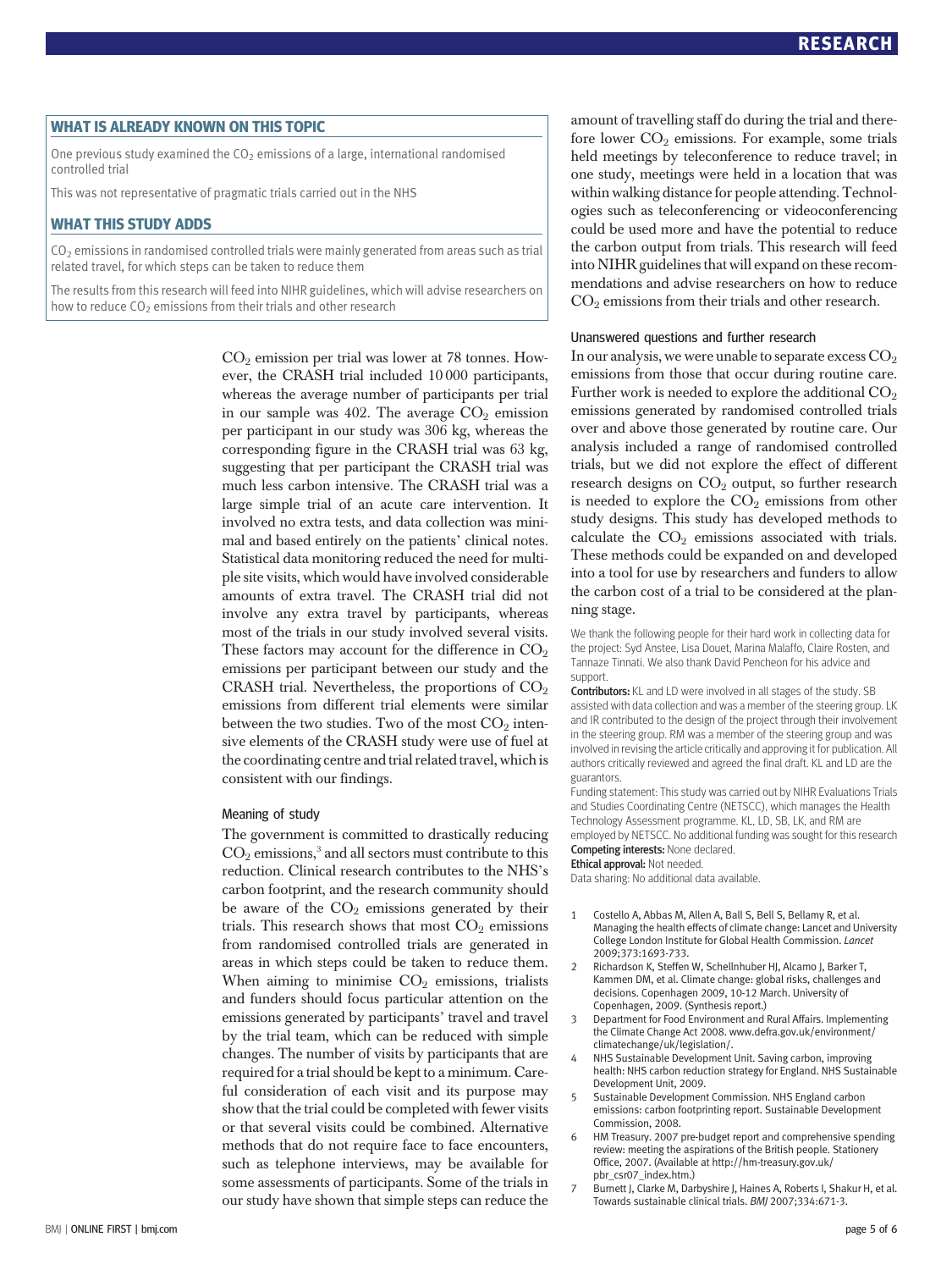## WHAT IS ALREADY KNOWN ON THIS TOPIC

One previous study examined the $CO_2$ emissions of a large, international randomised controlled trial

This was not representative of pragmatic trials carried out in the NHS

## WHAT THIS STUDY ADDS

$CO_2$ emissions in randomised controlled trials were mainly generated from areas such as trial related travel, for which steps can be taken to reduce them

The results from this research will feed into NIHR guidelines, which will advise researchers on how to reduce $CO_2$ emissions from their trials and other research

$CO_2$ emission per trial was lower at 78 tonnes. However, the CRASH trial included 10 000 participants, whereas the average number of participants per trial in our sample was 402. The average $CO_2$ emission per participant in our study was 306 kg, whereas the corresponding figure in the CRASH trial was 63 kg, suggesting that per participant the CRASH trial was much less carbon intensive. The CRASH trial was a large simple trial of an acute care intervention. It involved no extra tests, and data collection was minimal and based entirely on the patients' clinical notes. Statistical data monitoring reduced the need for multiple site visits, which would have involved considerable amounts of extra travel. The CRASH trial did not involve any extra travel by participants, whereas most of the trials in our study involved several visits. These factors may account for the difference in $CO_2$ emissions per participant between our study and the CRASH trial. Nevertheless, the proportions of $CO_2$ emissions from different trial elements were similar between the two studies. Two of the most $CO_2$ intensive elements of the CRASH study were use of fuel at the coordinating centre and trial related travel, which is consistent with our findings.

### Meaning of study

The government is committed to drastically reducing $CO_2$ emissions,[3] and all sectors must contribute to this reduction. Clinical research contributes to the NHS's carbon footprint, and the research community should be aware of the $CO_2$ emissions generated by their trials. This research shows that most $CO_2$ emissions from randomised controlled trials are generated in areas in which steps could be taken to reduce them. When aiming to minimise $CO_2$ emissions, trialists and funders should focus particular attention on the emissions generated by participants' travel and travel by the trial team, which can be reduced with simple changes. The number of visits by participants that are required for a trial should be kept to a minimum. Careful consideration of each visit and its purpose may show that the trial could be completed with fewer visits or that several visits could be combined. Alternative methods that do not require face to face encounters, such as telephone interviews, may be available for some assessments of participants. Some of the trials in our study have shown that simple steps can reduce the amount of travelling staff do during the trial and therefore lower $CO_2$ emissions. For example, some trials held meetings by teleconference to reduce travel; in one study, meetings were held in a location that was within walking distance for people attending. Technologies such as teleconferencing or videoconferencing could be used more and have the potential to reduce the carbon output from trials. This research will feed into NIHR guidelines that will expand on these recommendations and advise researchers on how to reduce $CO_2$ emissions from their trials and other research.

### Unanswered questions and further research

In our analysis, we were unable to separate excess $CO_2$ emissions from those that occur during routine care. Further work is needed to explore the additional $CO_2$ emissions generated by randomised controlled trials over and above those generated by routine care. Our analysis included a range of randomised controlled trials, but we did not explore the effect of different research designs on $CO_2$ output, so further research is needed to explore the $CO_2$ emissions from other study designs. This study has developed methods to calculate the $CO_2$ emissions associated with trials. These methods could be expanded on and developed into a tool for use by researchers and funders to allow the carbon cost of a trial to be considered at the planning stage.

We thank the following people for their hard work in collecting data for the project: Syd Anstee, Lisa Douet, Marina Malaffo, Claire Rosten, and Tannaze Tinnati. We also thank David Pencheon for his advice and support.

**Contributors:** KL and LD were involved in all stages of the study. SB assisted with data collection and was a member of the steering group. LK and IR contributed to the design of the project through their involvement in the steering group. RM was a member of the steering group and was involved in revising the article critically and approving it for publication. All authors critically reviewed and agreed the final draft. KL and LD are the guarantors.

Funding statement: This study was carried out by NIHR Evaluations Trials and Studies Coordinating Centre (NETSCC), which manages the Health Technology Assessment programme. KL, LD, SB, LK, and RM are employed by NETSCC. No additional funding was sought for this research

**Competing interests:** None declared.

**Ethical approval:** Not needed.

Data sharing: No additional data available.

1. Costello A, Abbas M, Allen A, Ball S, Bell S, Bellamy R, et al. Managing the health effects of climate change: Lancet and University College London Institute for Global Health Commission. *Lancet* 2009;373:1693-733.
2. Richardson K, Steffen W, Schellnhuber HJ, Alcamo J, Barker T, Kammen DM, et al. Climate change: global risks, challenges and decisions. Copenhagen 2009, 10-12 March. University of Copenhagen, 2009. (Synthesis report.)
3. Department for Food Environment and Rural Affairs. Implementing the Climate Change Act 2008. www.defra.gov.uk/environment/climatechange/uk/legislation/.
4. NHS Sustainable Development Unit. Saving carbon, improving health: NHS carbon reduction strategy for England. NHS Sustainable Development Unit, 2009.
5. Sustainable Development Commission. NHS England carbon emissions: carbon footprinting report. Sustainable Development Commission, 2008.
6. HM Treasury. 2007 pre-budget report and comprehensive spending review: meeting the aspirations of the British people. Stationery Office, 2007. (Available at http://hm-treasury.gov.uk/pbr_csr07_index.htm.)
7. Burnett J, Clarke M, Darbyshire J, Haines A, Roberts I, Shakur H, et al. Towards sustainable clinical trials. *BMJ* 2007;334:671-3.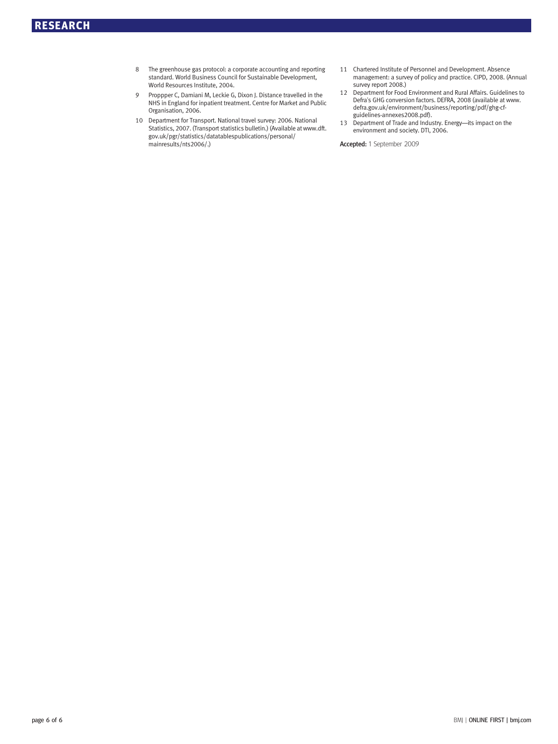8 The greenhouse gas protocol: a corporate accounting and reporting standard. World Business Council for Sustainable Development, World Resources Institute, 2004.

9 Proppper C, Damiani M, Leckie G, Dixon J. Distance travelled in the NHS in England for inpatient treatment. Centre for Market and Public Organisation, 2006.

10 Department for Transport. National travel survey: 2006. National Statistics, 2007. (Transport statistics bulletin.) (Available at www.dft.gov.uk/pgr/statistics/datatablespublications/personal/mainresults/nts2006/.)

11 Chartered Institute of Personnel and Development. Absence management: a survey of policy and practice. CIPD, 2008. (Annual survey report 2008.)

12 Department for Food Environment and Rural Affairs. Guidelines to Defra's GHG conversion factors. DEFRA, 2008 (available at www.defra.gov.uk/environment/business/reporting/pdf/ghg-cf-guidelines-annexes2008.pdf).

13 Department of Trade and Industry. Energy—its impact on the environment and society. DTI, 2006.

**Accepted:** 1 September 2009